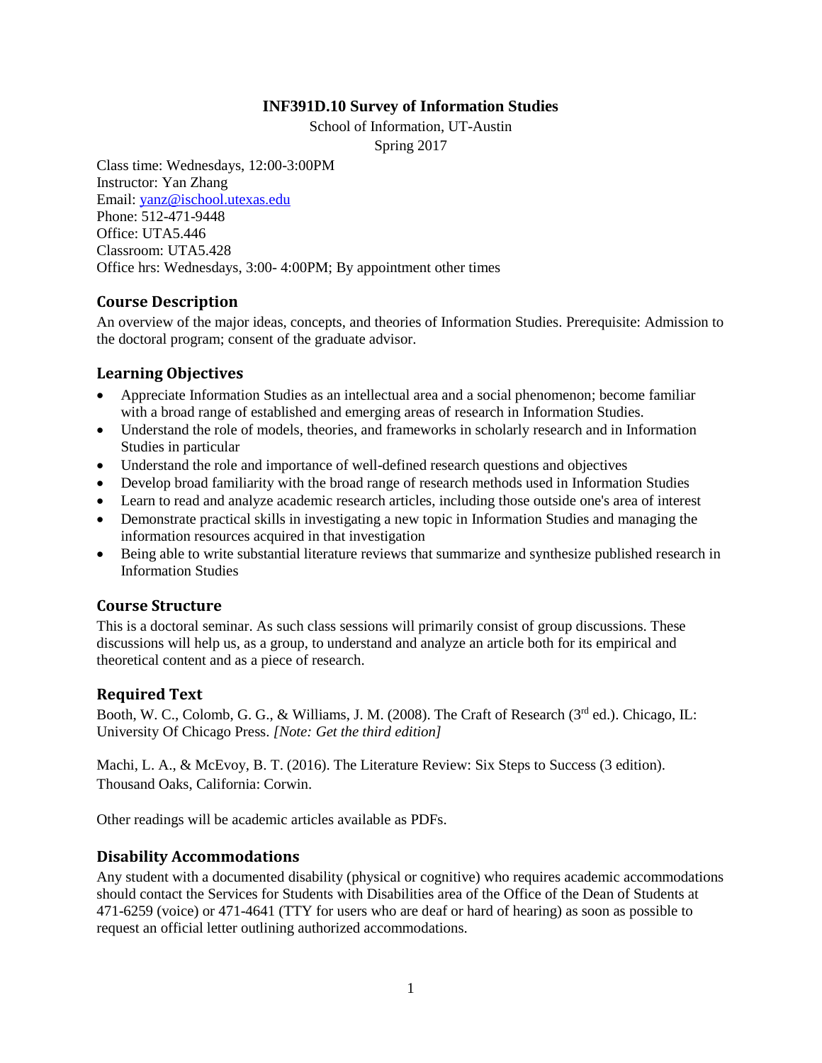# INF391D.10 Survey of Information Studies

School of Information, UT-Austin
Spring 2017

Class time: Wednesdays, 12:00-3:00PM
Instructor: Yan Zhang
Email: yanz@ischool.utexas.edu
Phone: 512-471-9448
Office: UTA5.446
Classroom: UTA5.428
Office hrs: Wednesdays, 3:00- 4:00PM; By appointment other times

## Course Description

An overview of the major ideas, concepts, and theories of Information Studies. Prerequisite: Admission to the doctoral program; consent of the graduate advisor.

## Learning Objectives

- Appreciate Information Studies as an intellectual area and a social phenomenon; become familiar with a broad range of established and emerging areas of research in Information Studies.
- Understand the role of models, theories, and frameworks in scholarly research and in Information Studies in particular
- Understand the role and importance of well-defined research questions and objectives
- Develop broad familiarity with the broad range of research methods used in Information Studies
- Learn to read and analyze academic research articles, including those outside one's area of interest
- Demonstrate practical skills in investigating a new topic in Information Studies and managing the information resources acquired in that investigation
- Being able to write substantial literature reviews that summarize and synthesize published research in Information Studies

## Course Structure

This is a doctoral seminar. As such class sessions will primarily consist of group discussions. These discussions will help us, as a group, to understand and analyze an article both for its empirical and theoretical content and as a piece of research.

## Required Text

Booth, W. C., Colomb, G. G., & Williams, J. M. (2008). The Craft of Research (3rd ed.). Chicago, IL: University Of Chicago Press. *[Note: Get the third edition]*

Machi, L. A., & McEvoy, B. T. (2016). The Literature Review: Six Steps to Success (3 edition). Thousand Oaks, California: Corwin.

Other readings will be academic articles available as PDFs.

## Disability Accommodations

Any student with a documented disability (physical or cognitive) who requires academic accommodations should contact the Services for Students with Disabilities area of the Office of the Dean of Students at 471-6259 (voice) or 471-4641 (TTY for users who are deaf or hard of hearing) as soon as possible to request an official letter outlining authorized accommodations.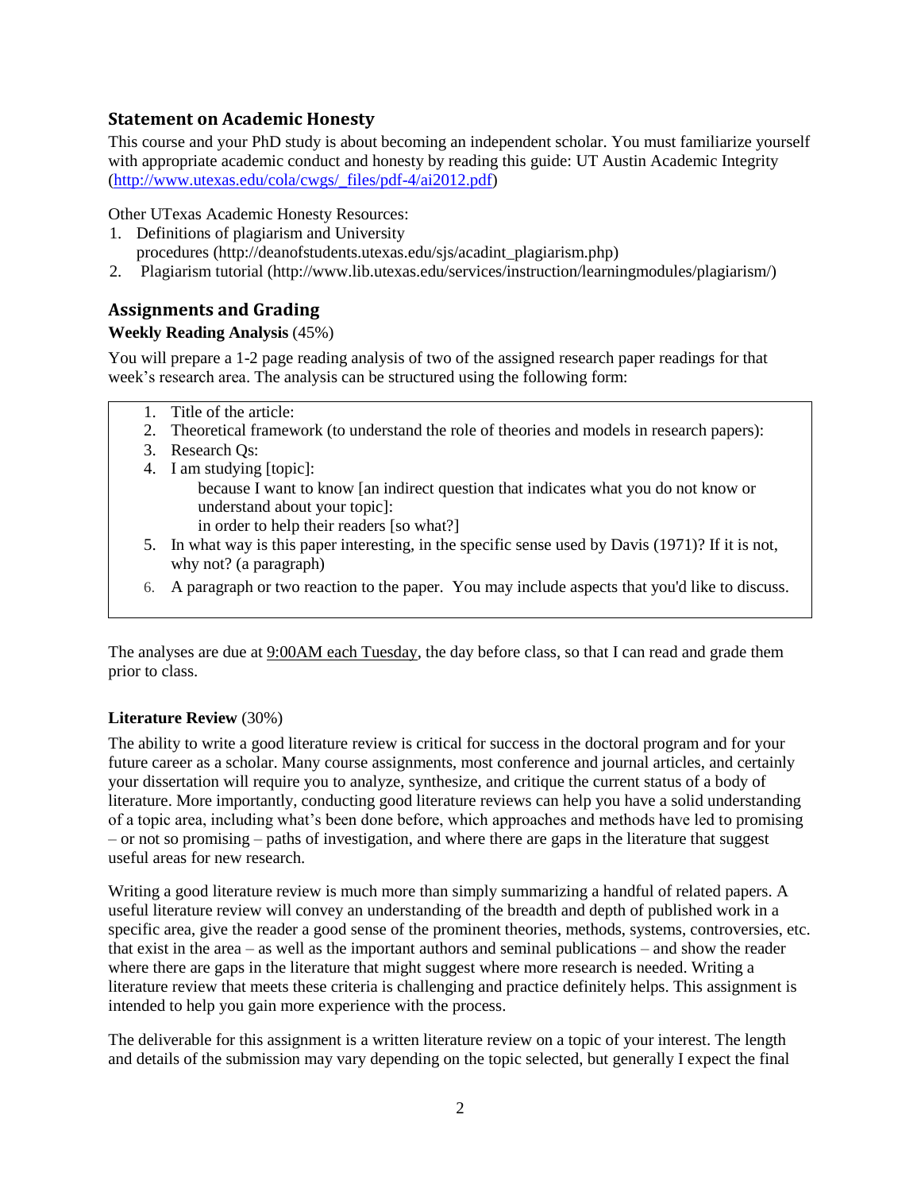## Statement on Academic Honesty

This course and your PhD study is about becoming an independent scholar. You must familiarize yourself with appropriate academic conduct and honesty by reading this guide: UT Austin Academic Integrity (http://www.utexas.edu/cola/cwgs/_files/pdf-4/ai2012.pdf)

Other UTexas Academic Honesty Resources:

1. Definitions of plagiarism and University procedures (http://deanofstudents.utexas.edu/sjs/acadint_plagiarism.php)
2. Plagiarism tutorial (http://www.lib.utexas.edu/services/instruction/learningmodules/plagiarism/)

## Assignments and Grading

### Weekly Reading Analysis (45%)

You will prepare a 1-2 page reading analysis of two of the assigned research paper readings for that week's research area. The analysis can be structured using the following form:

1. Title of the article:
2. Theoretical framework (to understand the role of theories and models in research papers):
3. Research Qs:
4. I am studying [topic]:
   because I want to know [an indirect question that indicates what you do not know or understand about your topic]:
   in order to help their readers [so what?]
5. In what way is this paper interesting, in the specific sense used by Davis (1971)? If it is not, why not? (a paragraph)
6. A paragraph or two reaction to the paper. You may include aspects that you'd like to discuss.

The analyses are due at 9:00AM each Tuesday, the day before class, so that I can read and grade them prior to class.

### Literature Review (30%)

The ability to write a good literature review is critical for success in the doctoral program and for your future career as a scholar. Many course assignments, most conference and journal articles, and certainly your dissertation will require you to analyze, synthesize, and critique the current status of a body of literature. More importantly, conducting good literature reviews can help you have a solid understanding of a topic area, including what's been done before, which approaches and methods have led to promising – or not so promising – paths of investigation, and where there are gaps in the literature that suggest useful areas for new research.

Writing a good literature review is much more than simply summarizing a handful of related papers. A useful literature review will convey an understanding of the breadth and depth of published work in a specific area, give the reader a good sense of the prominent theories, methods, systems, controversies, etc. that exist in the area – as well as the important authors and seminal publications – and show the reader where there are gaps in the literature that might suggest where more research is needed. Writing a literature review that meets these criteria is challenging and practice definitely helps. This assignment is intended to help you gain more experience with the process.

The deliverable for this assignment is a written literature review on a topic of your interest. The length and details of the submission may vary depending on the topic selected, but generally I expect the final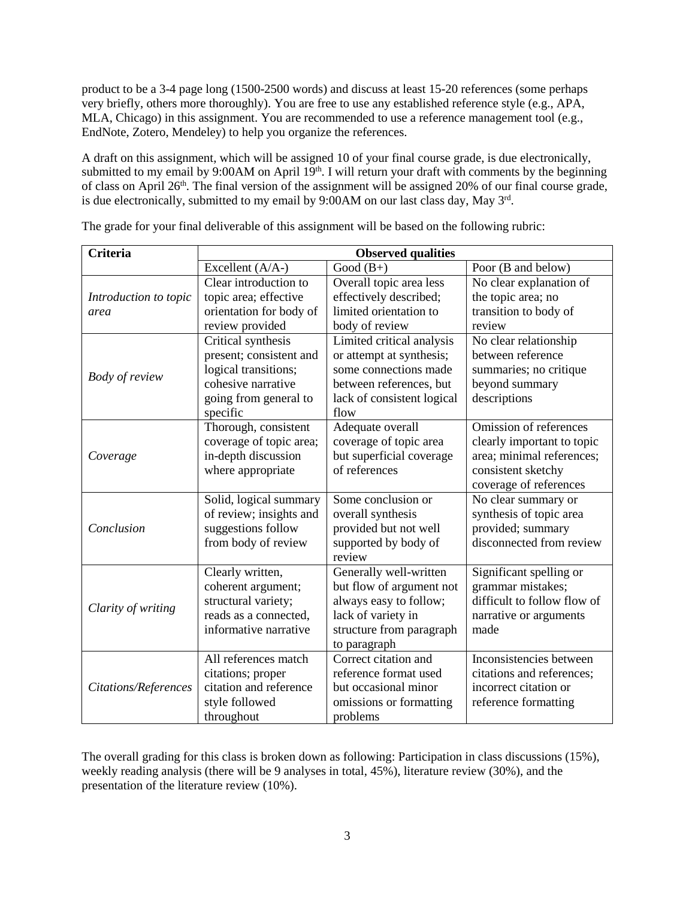product to be a 3-4 page long (1500-2500 words) and discuss at least 15-20 references (some perhaps very briefly, others more thoroughly). You are free to use any established reference style (e.g., APA, MLA, Chicago) in this assignment. You are recommended to use a reference management tool (e.g., EndNote, Zotero, Mendeley) to help you organize the references.

A draft on this assignment, which will be assigned 10 of your final course grade, is due electronically, submitted to my email by 9:00AM on April 19th. I will return your draft with comments by the beginning of class on April 26th. The final version of the assignment will be assigned 20% of our final course grade, is due electronically, submitted to my email by 9:00AM on our last class day, May 3rd.

The grade for your final deliverable of this assignment will be based on the following rubric:

| Criteria | Observed qualities | | |
|---|---|---|---|
| | Excellent (A/A-) | Good (B+) | Poor (B and below) |
| *Introduction to topic area* | Clear introduction to topic area; effective orientation for body of review provided | Overall topic area less effectively described; limited orientation to body of review | No clear explanation of the topic area; no transition to body of review |
| *Body of review* | Critical synthesis present; consistent and logical transitions; cohesive narrative going from general to specific | Limited critical analysis or attempt at synthesis; some connections made between references, but lack of consistent logical flow | No clear relationship between reference summaries; no critique beyond summary descriptions |
| *Coverage* | Thorough, consistent coverage of topic area; in-depth discussion where appropriate | Adequate overall coverage of topic area but superficial coverage of references | Omission of references clearly important to topic area; minimal references; consistent sketchy coverage of references |
| *Conclusion* | Solid, logical summary of review; insights and suggestions follow from body of review | Some conclusion or overall synthesis provided but not well supported by body of review | No clear summary or synthesis of topic area provided; summary disconnected from review |
| *Clarity of writing* | Clearly written, coherent argument; structural variety; reads as a connected, informative narrative | Generally well-written but flow of argument not always easy to follow; lack of variety in structure from paragraph to paragraph | Significant spelling or grammar mistakes; difficult to follow flow of narrative or arguments made |
| *Citations/References* | All references match citations; proper citation and reference style followed throughout | Correct citation and reference format used but occasional minor omissions or formatting problems | Inconsistencies between citations and references; incorrect citation or reference formatting |

The overall grading for this class is broken down as following: Participation in class discussions (15%), weekly reading analysis (there will be 9 analyses in total, 45%), literature review (30%), and the presentation of the literature review (10%).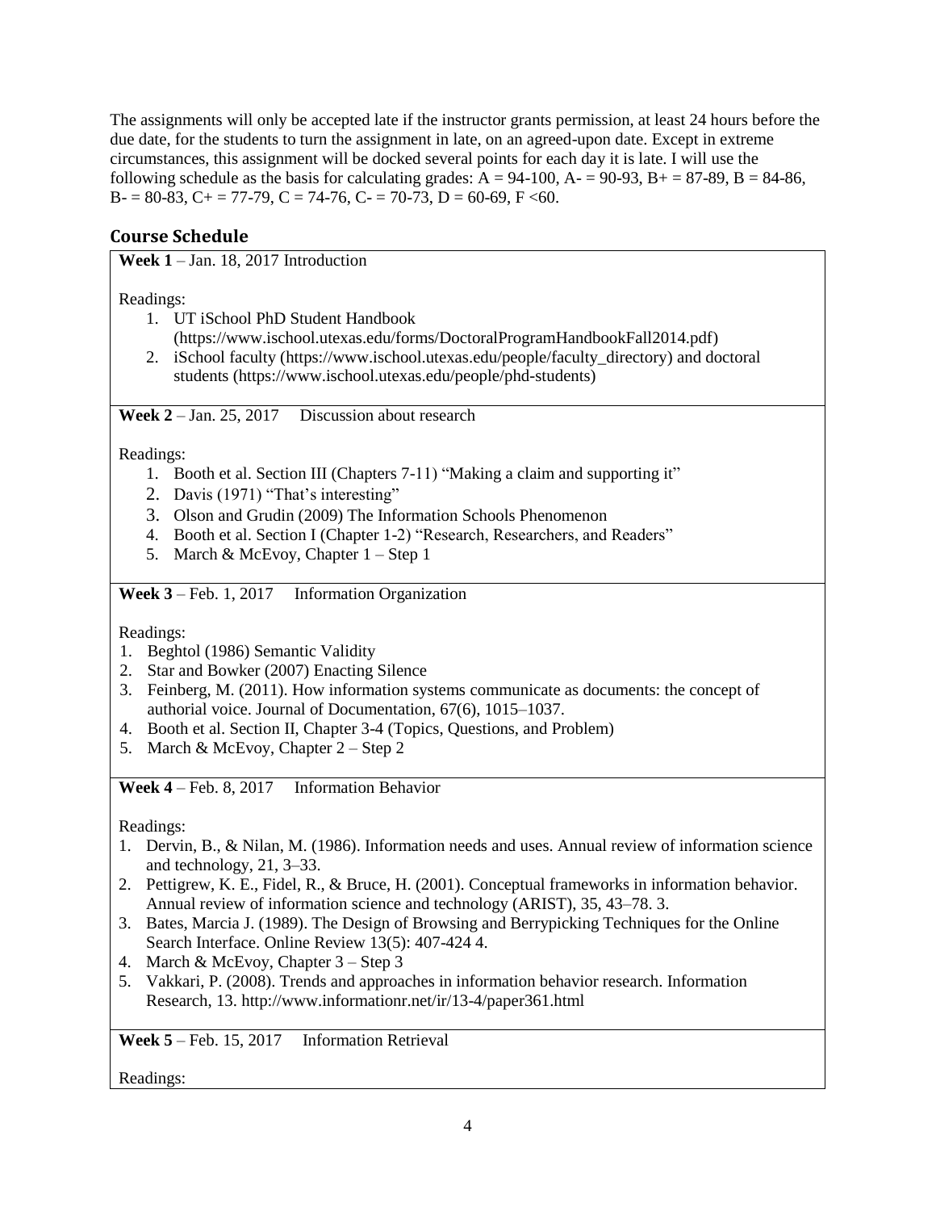The assignments will only be accepted late if the instructor grants permission, at least 24 hours before the due date, for the students to turn the assignment in late, on an agreed-upon date. Except in extreme circumstances, this assignment will be docked several points for each day it is late. I will use the following schedule as the basis for calculating grades: A = 94-100, A- = 90-93, B+ = 87-89, B = 84-86, B- = 80-83, C+ = 77-79, C = 74-76, C- = 70-73, D = 60-69, F <60.

## Course Schedule

**Week 1** – Jan. 18, 2017 Introduction

Readings:

1. UT iSchool PhD Student Handbook (https://www.ischool.utexas.edu/forms/DoctoralProgramHandbookFall2014.pdf)
2. iSchool faculty (https://www.ischool.utexas.edu/people/faculty_directory) and doctoral students (https://www.ischool.utexas.edu/people/phd-students)

**Week 2** – Jan. 25, 2017 Discussion about research

Readings:

1. Booth et al. Section III (Chapters 7-11) "Making a claim and supporting it"
2. Davis (1971) "That's interesting"
3. Olson and Grudin (2009) The Information Schools Phenomenon
4. Booth et al. Section I (Chapter 1-2) "Research, Researchers, and Readers"
5. March & McEvoy, Chapter 1 – Step 1

**Week 3** – Feb. 1, 2017 Information Organization

Readings:

1. Beghtol (1986) Semantic Validity
2. Star and Bowker (2007) Enacting Silence
3. Feinberg, M. (2011). How information systems communicate as documents: the concept of authorial voice. Journal of Documentation, 67(6), 1015–1037.
4. Booth et al. Section II, Chapter 3-4 (Topics, Questions, and Problem)
5. March & McEvoy, Chapter 2 – Step 2

**Week 4** – Feb. 8, 2017 Information Behavior

Readings:

1. Dervin, B., & Nilan, M. (1986). Information needs and uses. Annual review of information science and technology, 21, 3–33.
2. Pettigrew, K. E., Fidel, R., & Bruce, H. (2001). Conceptual frameworks in information behavior. Annual review of information science and technology (ARIST), 35, 43–78. 3.
3. Bates, Marcia J. (1989). The Design of Browsing and Berrypicking Techniques for the Online Search Interface. Online Review 13(5): 407-424 4.
4. March & McEvoy, Chapter 3 – Step 3
5. Vakkari, P. (2008). Trends and approaches in information behavior research. Information Research, 13. http://www.informationr.net/ir/13-4/paper361.html

**Week 5** – Feb. 15, 2017 Information Retrieval

Readings: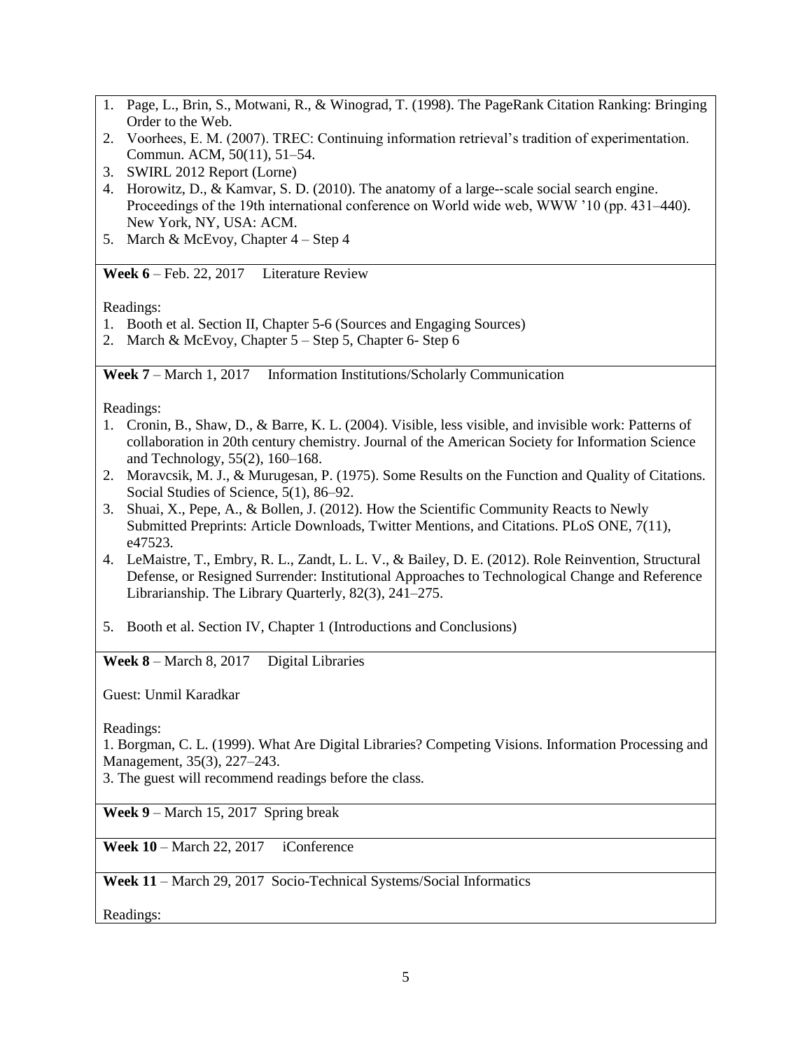1. Page, L., Brin, S., Motwani, R., & Winograd, T. (1998). The PageRank Citation Ranking: Bringing Order to the Web.
2. Voorhees, E. M. (2007). TREC: Continuing information retrieval's tradition of experimentation. Commun. ACM, 50(11), 51–54.
3. SWIRL 2012 Report (Lorne)
4. Horowitz, D., & Kamvar, S. D. (2010). The anatomy of a large--scale social search engine. Proceedings of the 19th international conference on World wide web, WWW '10 (pp. 431–440). New York, NY, USA: ACM.
5. March & McEvoy, Chapter 4 – Step 4

**Week 6** – Feb. 22, 2017 Literature Review

Readings:

1. Booth et al. Section II, Chapter 5-6 (Sources and Engaging Sources)
2. March & McEvoy, Chapter 5 – Step 5, Chapter 6- Step 6

**Week 7** – March 1, 2017 Information Institutions/Scholarly Communication

Readings:

1. Cronin, B., Shaw, D., & Barre, K. L. (2004). Visible, less visible, and invisible work: Patterns of collaboration in 20th century chemistry. Journal of the American Society for Information Science and Technology, 55(2), 160–168.
2. Moravcsik, M. J., & Murugesan, P. (1975). Some Results on the Function and Quality of Citations. Social Studies of Science, 5(1), 86–92.
3. Shuai, X., Pepe, A., & Bollen, J. (2012). How the Scientific Community Reacts to Newly Submitted Preprints: Article Downloads, Twitter Mentions, and Citations. PLoS ONE, 7(11), e47523.
4. LeMaistre, T., Embry, R. L., Zandt, L. L. V., & Bailey, D. E. (2012). Role Reinvention, Structural Defense, or Resigned Surrender: Institutional Approaches to Technological Change and Reference Librarianship. The Library Quarterly, 82(3), 241–275.
5. Booth et al. Section IV, Chapter 1 (Introductions and Conclusions)

**Week 8** – March 8, 2017 Digital Libraries

Guest: Unmil Karadkar

Readings:

1. Borgman, C. L. (1999). What Are Digital Libraries? Competing Visions. Information Processing and Management, 35(3), 227–243.

3. The guest will recommend readings before the class.

**Week 9** – March 15, 2017 Spring break

**Week 10** – March 22, 2017 iConference

**Week 11** – March 29, 2017 Socio-Technical Systems/Social Informatics

Readings: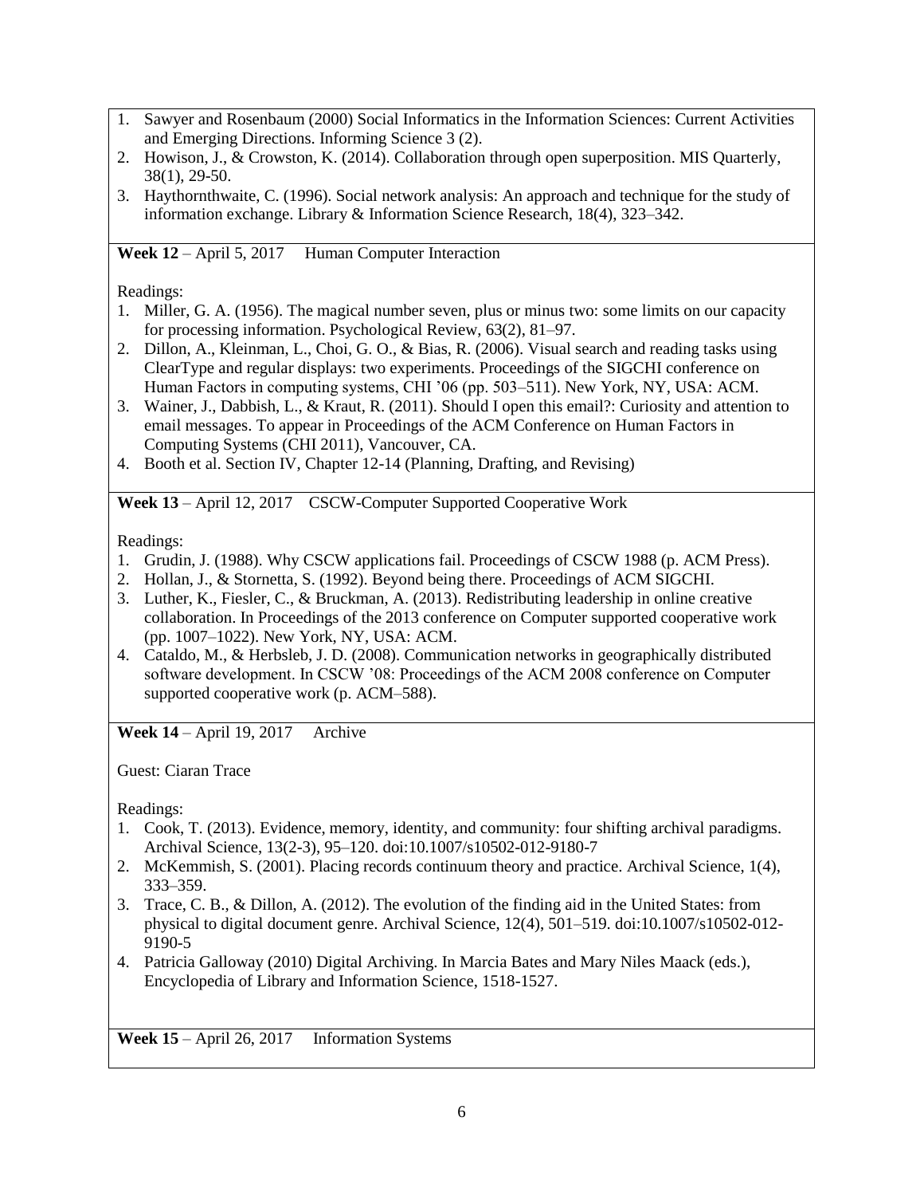1. Sawyer and Rosenbaum (2000) Social Informatics in the Information Sciences: Current Activities and Emerging Directions. Informing Science 3 (2).
2. Howison, J., & Crowston, K. (2014). Collaboration through open superposition. MIS Quarterly, 38(1), 29-50.
3. Haythornthwaite, C. (1996). Social network analysis: An approach and technique for the study of information exchange. Library & Information Science Research, 18(4), 323–342.

**Week 12** – April 5, 2017 Human Computer Interaction

Readings:

1. Miller, G. A. (1956). The magical number seven, plus or minus two: some limits on our capacity for processing information. Psychological Review, 63(2), 81–97.
2. Dillon, A., Kleinman, L., Choi, G. O., & Bias, R. (2006). Visual search and reading tasks using ClearType and regular displays: two experiments. Proceedings of the SIGCHI conference on Human Factors in computing systems, CHI '06 (pp. 503–511). New York, NY, USA: ACM.
3. Wainer, J., Dabbish, L., & Kraut, R. (2011). Should I open this email?: Curiosity and attention to email messages. To appear in Proceedings of the ACM Conference on Human Factors in Computing Systems (CHI 2011), Vancouver, CA.
4. Booth et al. Section IV, Chapter 12-14 (Planning, Drafting, and Revising)

**Week 13** – April 12, 2017 CSCW-Computer Supported Cooperative Work

Readings:

1. Grudin, J. (1988). Why CSCW applications fail. Proceedings of CSCW 1988 (p. ACM Press).
2. Hollan, J., & Stornetta, S. (1992). Beyond being there. Proceedings of ACM SIGCHI.
3. Luther, K., Fiesler, C., & Bruckman, A. (2013). Redistributing leadership in online creative collaboration. In Proceedings of the 2013 conference on Computer supported cooperative work (pp. 1007–1022). New York, NY, USA: ACM.
4. Cataldo, M., & Herbsleb, J. D. (2008). Communication networks in geographically distributed software development. In CSCW '08: Proceedings of the ACM 2008 conference on Computer supported cooperative work (p. ACM–588).

**Week 14** – April 19, 2017 Archive

Guest: Ciaran Trace

Readings:

1. Cook, T. (2013). Evidence, memory, identity, and community: four shifting archival paradigms. Archival Science, 13(2-3), 95–120. doi:10.1007/s10502-012-9180-7
2. McKemmish, S. (2001). Placing records continuum theory and practice. Archival Science, 1(4), 333–359.
3. Trace, C. B., & Dillon, A. (2012). The evolution of the finding aid in the United States: from physical to digital document genre. Archival Science, 12(4), 501–519. doi:10.1007/s10502-012-9190-5
4. Patricia Galloway (2010) Digital Archiving. In Marcia Bates and Mary Niles Maack (eds.), Encyclopedia of Library and Information Science, 1518-1527.

**Week 15** – April 26, 2017 Information Systems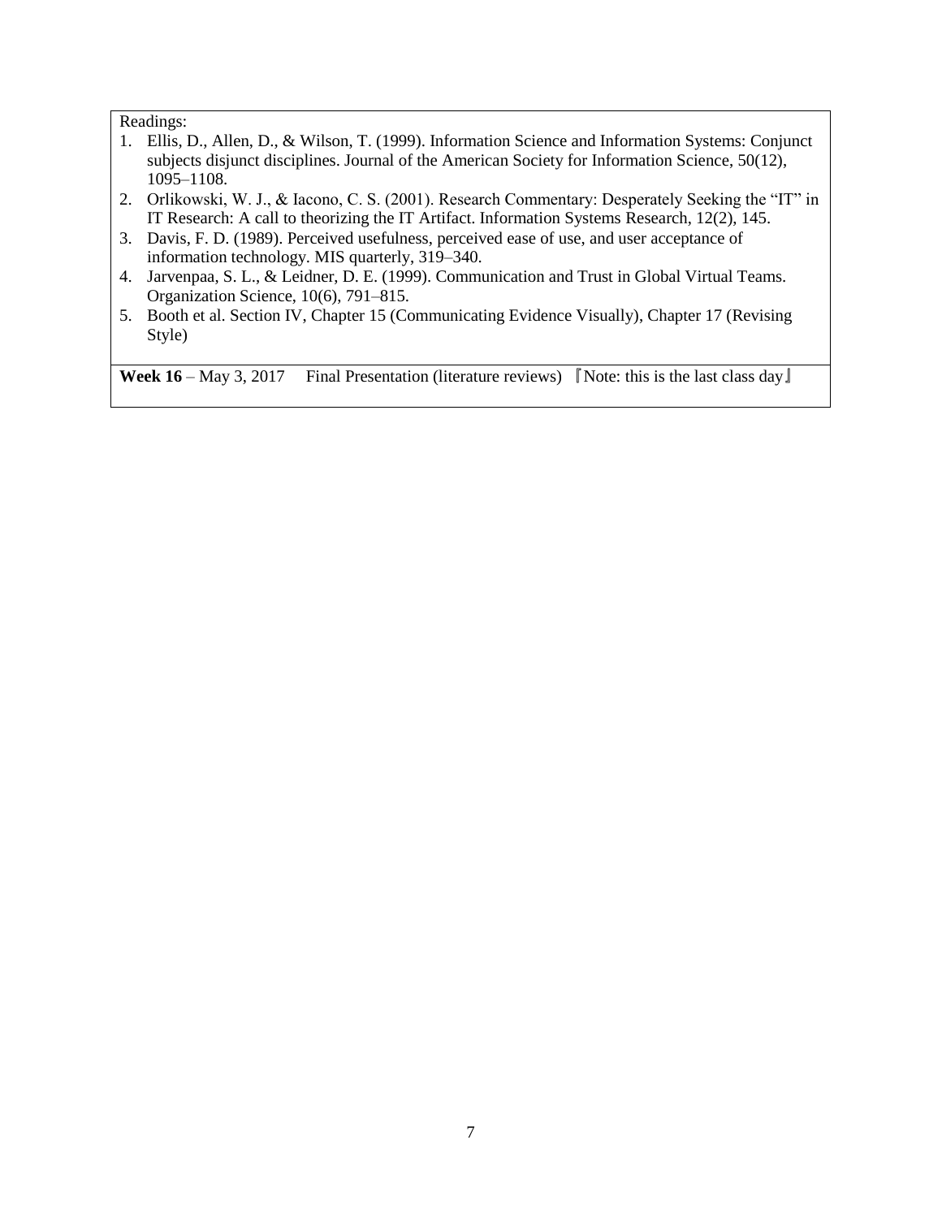Readings:

1. Ellis, D., Allen, D., & Wilson, T. (1999). Information Science and Information Systems: Conjunct subjects disjunct disciplines. Journal of the American Society for Information Science, 50(12), 1095–1108.
2. Orlikowski, W. J., & Iacono, C. S. (2001). Research Commentary: Desperately Seeking the "IT" in IT Research: A call to theorizing the IT Artifact. Information Systems Research, 12(2), 145.
3. Davis, F. D. (1989). Perceived usefulness, perceived ease of use, and user acceptance of information technology. MIS quarterly, 319–340.
4. Jarvenpaa, S. L., & Leidner, D. E. (1999). Communication and Trust in Global Virtual Teams. Organization Science, 10(6), 791–815.
5. Booth et al. Section IV, Chapter 15 (Communicating Evidence Visually), Chapter 17 (Revising Style)

**Week 16** – May 3, 2017 Final Presentation (literature reviews) 〖Note: this is the last class day〗